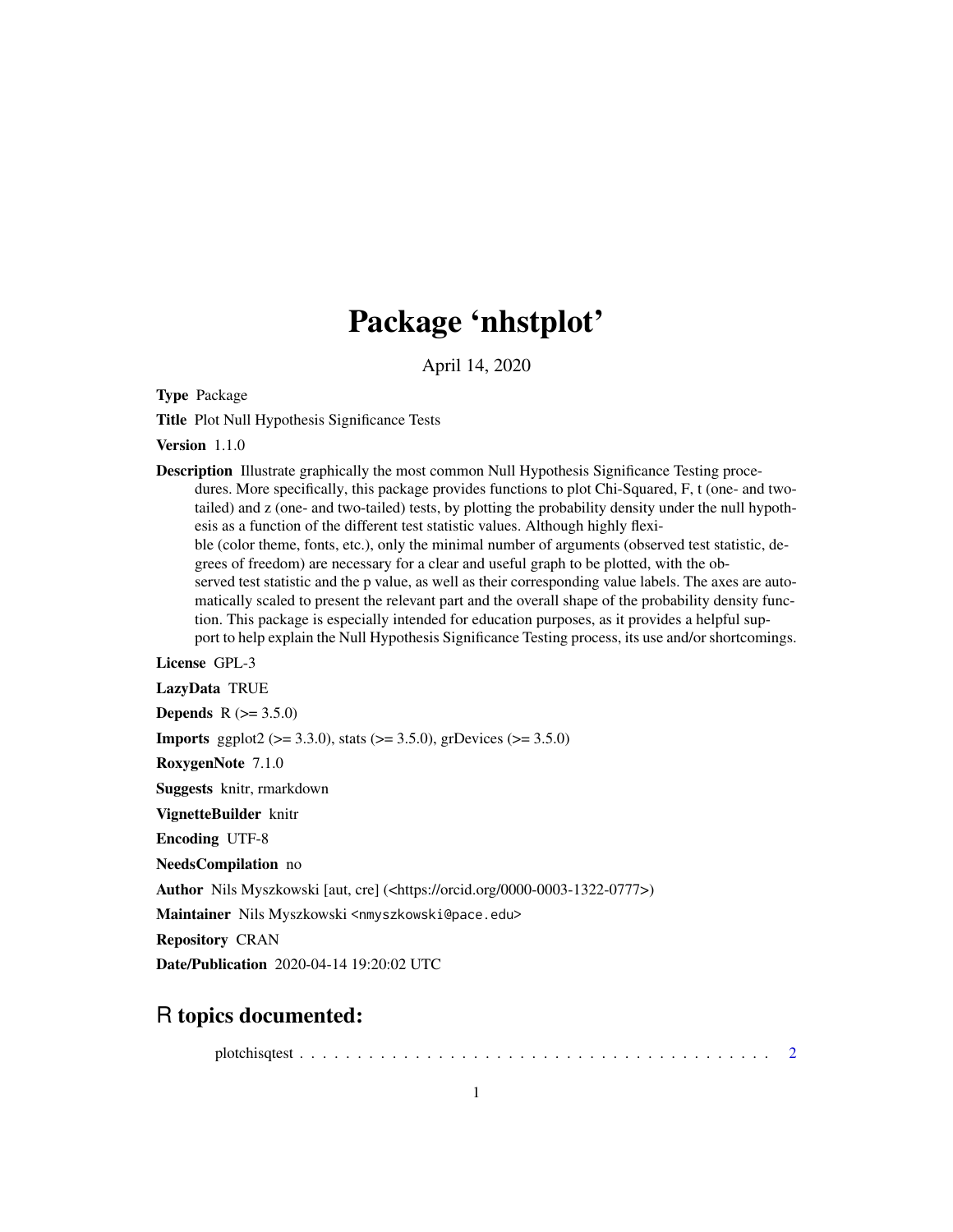# Package 'nhstplot'

April 14, 2020

**Type** Package

**Title** Plot Null Hypothesis Significance Tests

**Version** 1.1.0

**Description** Illustrate graphically the most common Null Hypothesis Significance Testing procedures. More specifically, this package provides functions to plot Chi-Squared, F, t (one- and two-tailed) and z (one- and two-tailed) tests, by plotting the probability density under the null hypothesis as a function of the different test statistic values. Although highly flexible (color theme, fonts, etc.), only the minimal number of arguments (observed test statistic, degrees of freedom) are necessary for a clear and useful graph to be plotted, with the observed test statistic and the p value, as well as their corresponding value labels. The axes are automatically scaled to present the relevant part and the overall shape of the probability density function. This package is especially intended for education purposes, as it provides a helpful support to help explain the Null Hypothesis Significance Testing process, its use and/or shortcomings.

**License** GPL-3

**LazyData** TRUE

**Depends** R (>= 3.5.0)

**Imports** ggplot2 (>= 3.3.0), stats (>= 3.5.0), grDevices (>= 3.5.0)

**RoxygenNote** 7.1.0

**Suggests** knitr, rmarkdown

**VignetteBuilder** knitr

**Encoding** UTF-8

**NeedsCompilation** no

**Author** Nils Myszkowski [aut, cre] (<https://orcid.org/0000-0003-1322-0777>)

**Maintainer** Nils Myszkowski <nmyszkowski@pace.edu>

**Repository** CRAN

**Date/Publication** 2020-04-14 19:20:02 UTC

## R topics documented:

plotchisqtest . . . . . . . . . . . . . . . . . . . . . . . . . . . . . . . . . . . . . . . . . . 2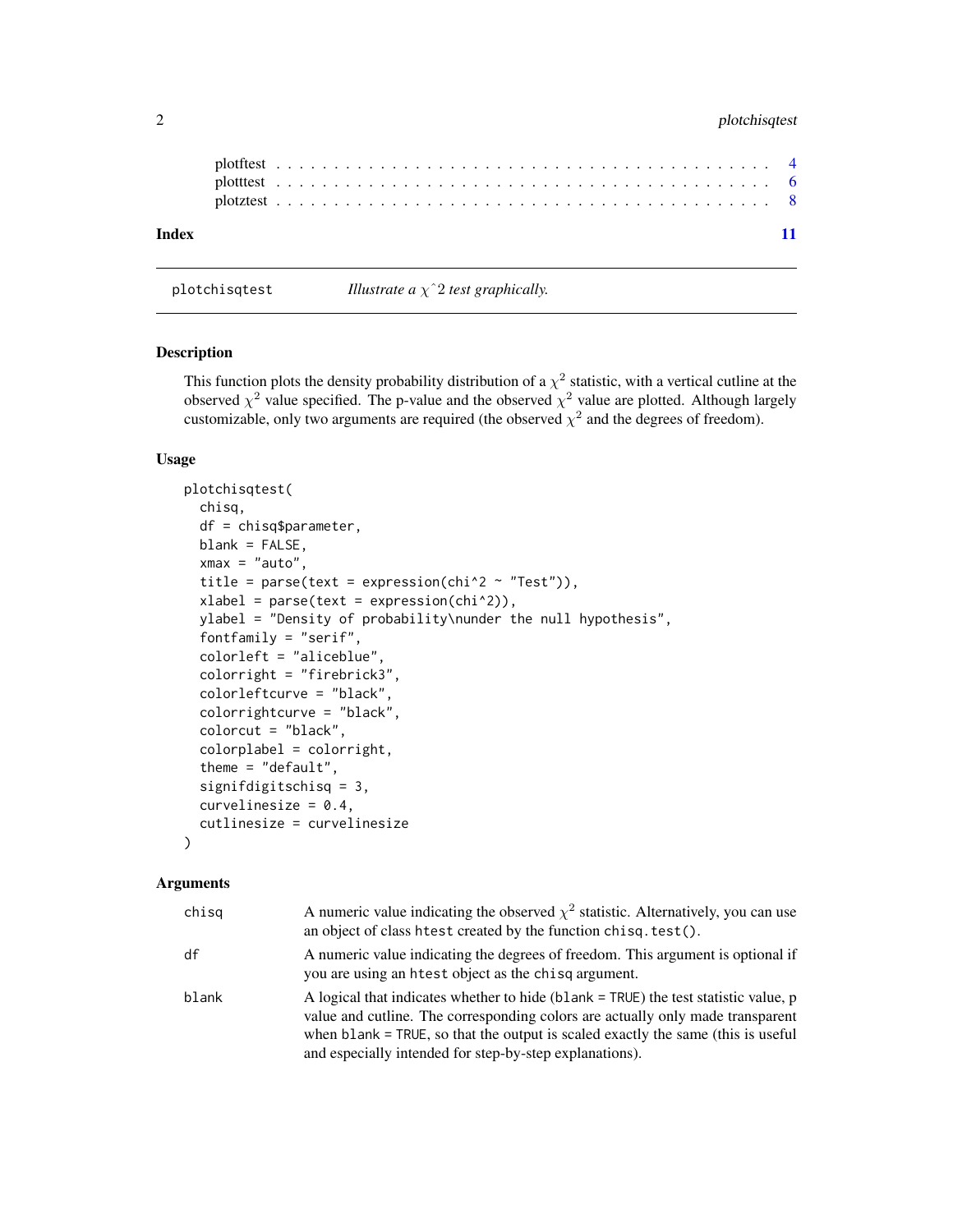plotftest . . . . . . . . . . . . . . . . . . . . . . . . . . . . . . . . . . . . . . . . 4
plotttest . . . . . . . . . . . . . . . . . . . . . . . . . . . . . . . . . . . . . . . . 6
plotztest . . . . . . . . . . . . . . . . . . . . . . . . . . . . . . . . . . . . . . . . 8

**Index** **11**

---

plotchisqtest *Illustrate a $\chi$^2 test graphically.*

---

## Description

This function plots the density probability distribution of a $\chi^2$ statistic, with a vertical cutline at the observed $\chi^2$ value specified. The p-value and the observed $\chi^2$ value are plotted. Although largely customizable, only two arguments are required (the observed $\chi^2$ and the degrees of freedom).

## Usage

```
plotchisqtest(
  chisq,
  df = chisq$parameter,
  blank = FALSE,
  xmax = "auto",
  title = parse(text = expression(chi^2 ~ "Test")),
  xlabel = parse(text = expression(chi^2)),
  ylabel = "Density of probability\nunder the null hypothesis",
  fontfamily = "serif",
  colorleft = "aliceblue",
  colorright = "firebrick3",
  colorleftcurve = "black",
  colorrightcurve = "black",
  colorcut = "black",
  colorplabel = colorright,
  theme = "default",
  signifdigitschisq = 3,
  curvelinesize = 0.4,
  cutlinesize = curvelinesize
)
```

## Arguments

| | |
|---|---|
| `chisq` | A numeric value indicating the observed $\chi^2$ statistic. Alternatively, you can use an object of class `htest` created by the function `chisq.test()`. |
| `df` | A numeric value indicating the degrees of freedom. This argument is optional if you are using an `htest` object as the `chisq` argument. |
| `blank` | A logical that indicates whether to hide (`blank = TRUE`) the test statistic value, p value and cutline. The corresponding colors are actually only made transparent when `blank = TRUE`, so that the output is scaled exactly the same (this is useful and especially intended for step-by-step explanations). |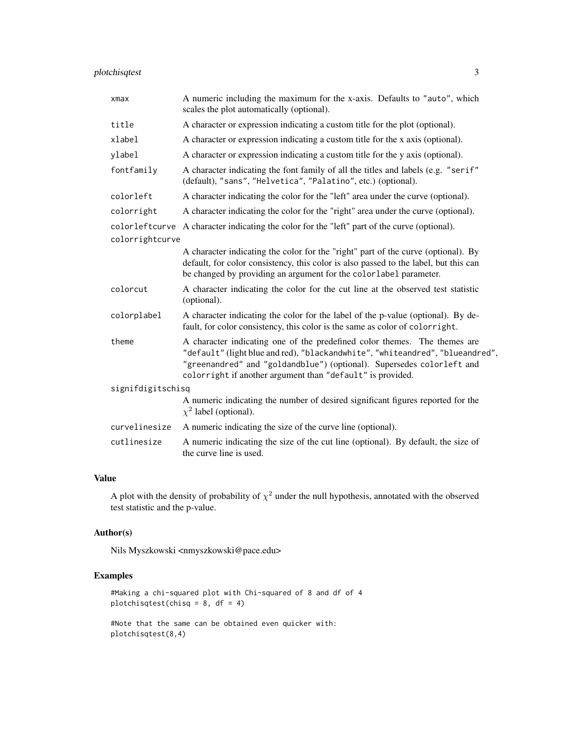| | |
|---|---|
| `xmax` | A numeric including the maximum for the x-axis. Defaults to `"auto"`, which scales the plot automatically (optional). |
| `title` | A character or expression indicating a custom title for the plot (optional). |
| `xlabel` | A character or expression indicating a custom title for the x axis (optional). |
| `ylabel` | A character or expression indicating a custom title for the y axis (optional). |
| `fontfamily` | A character indicating the font family of all the titles and labels (e.g. `"serif"` (default), `"sans"`, `"Helvetica"`, `"Palatino"`, etc.) (optional). |
| `colorleft` | A character indicating the color for the "left" area under the curve (optional). |
| `colorright` | A character indicating the color for the "right" area under the curve (optional). |
| `colorleftcurve` | A character indicating the color for the "left" part of the curve (optional). |
| `colorrightcurve` | A character indicating the color for the "right" part of the curve (optional). By default, for color consistency, this color is also passed to the label, but this can be changed by providing an argument for the `colorlabel` parameter. |
| `colorcut` | A character indicating the color for the cut line at the observed test statistic (optional). |
| `colorplabel` | A character indicating the color for the label of the p-value (optional). By default, for color consistency, this color is the same as color of `colorright`. |
| `theme` | A character indicating one of the predefined color themes. The themes are `"default"` (light blue and red), `"blackandwhite"`, `"whiteandred"`, `"blueandred"`, `"greenandred"` and `"goldandblue"`) (optional). Supersedes `colorleft` and `colorright` if another argument than `"default"` is provided. |
| `signifdigitschisq` | A numeric indicating the number of desired significant figures reported for the $\chi^2$ label (optional). |
| `curvelinesize` | A numeric indicating the size of the curve line (optional). |
| `cutlinesize` | A numeric indicating the size of the cut line (optional). By default, the size of the curve line is used. |

## Value

A plot with the density of probability of $\chi^2$ under the null hypothesis, annotated with the observed test statistic and the p-value.

## Author(s)

Nils Myszkowski <nmyszkowski@pace.edu>

## Examples

```
#Making a chi-squared plot with Chi-squared of 8 and df of 4
plotchisqtest(chisq = 8, df = 4)

#Note that the same can be obtained even quicker with:
plotchisqtest(8,4)
```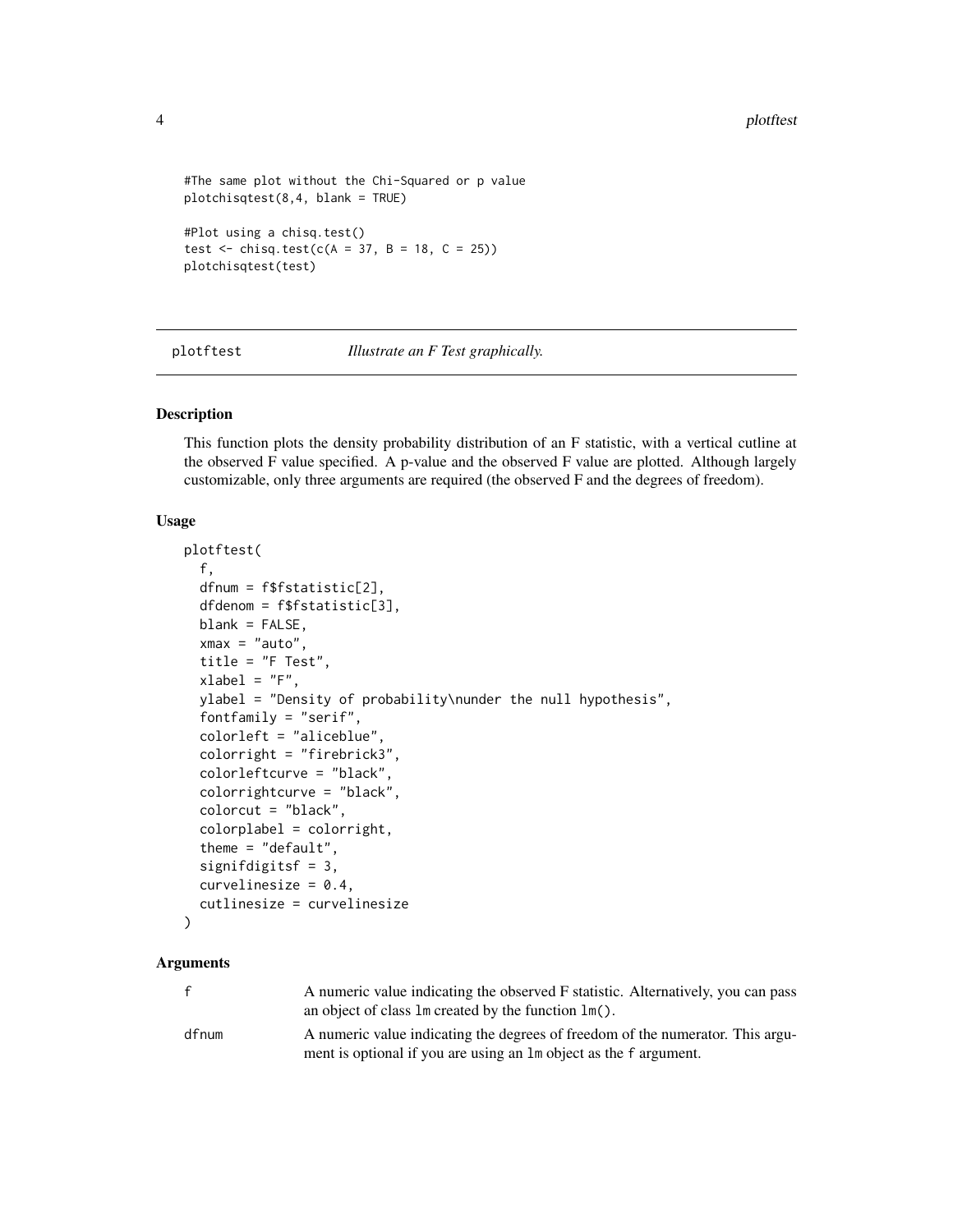```
#The same plot without the Chi-Squared or p value
plotchisqtest(8,4, blank = TRUE)

#Plot using a chisq.test()
test <- chisq.test(c(A = 37, B = 18, C = 25))
plotchisqtest(test)
```

## plotftest — *Illustrate an F Test graphically.*

### Description

This function plots the density probability distribution of an F statistic, with a vertical cutline at the observed F value specified. A p-value and the observed F value are plotted. Although largely customizable, only three arguments are required (the observed F and the degrees of freedom).

### Usage

```
plotftest(
  f,
  dfnum = f$fstatistic[2],
  dfdenom = f$fstatistic[3],
  blank = FALSE,
  xmax = "auto",
  title = "F Test",
  xlabel = "F",
  ylabel = "Density of probability\nunder the null hypothesis",
  fontfamily = "serif",
  colorleft = "aliceblue",
  colorright = "firebrick3",
  colorleftcurve = "black",
  colorrightcurve = "black",
  colorcut = "black",
  colorplabel = colorright,
  theme = "default",
  signifdigitsf = 3,
  curvelinesize = 0.4,
  cutlinesize = curvelinesize
)
```

### Arguments

| | |
|---|---|
| `f` | A numeric value indicating the observed F statistic. Alternatively, you can pass an object of class `lm` created by the function `lm()`. |
| `dfnum` | A numeric value indicating the degrees of freedom of the numerator. This argument is optional if you are using an `lm` object as the `f` argument. |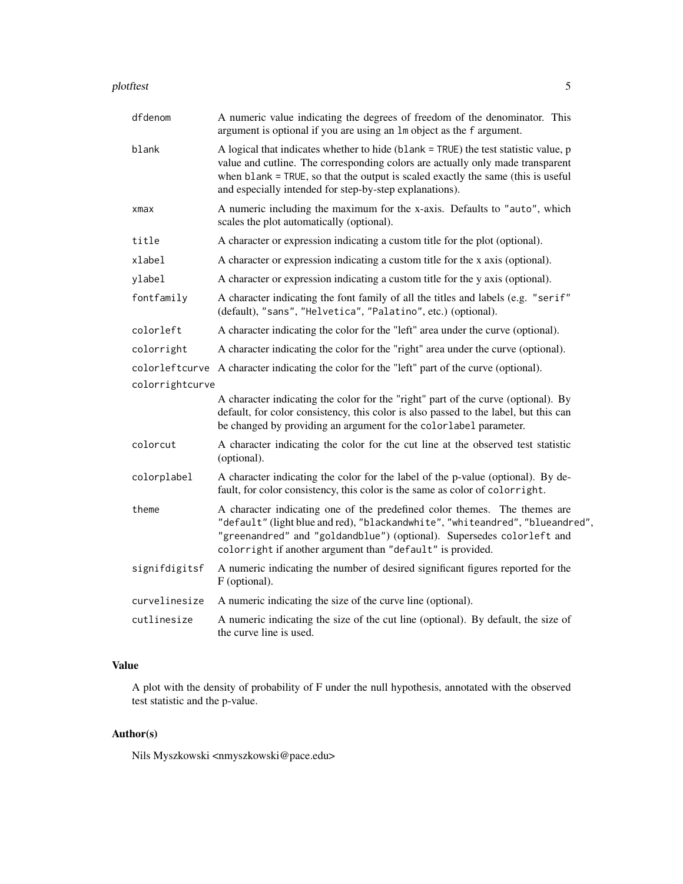| | |
|---|---|
| `dfdenom` | A numeric value indicating the degrees of freedom of the denominator. This argument is optional if you are using an `lm` object as the `f` argument. |
| `blank` | A logical that indicates whether to hide (`blank = TRUE`) the test statistic value, p value and cutline. The corresponding colors are actually only made transparent when `blank = TRUE`, so that the output is scaled exactly the same (this is useful and especially intended for step-by-step explanations). |
| `xmax` | A numeric including the maximum for the x-axis. Defaults to `"auto"`, which scales the plot automatically (optional). |
| `title` | A character or expression indicating a custom title for the plot (optional). |
| `xlabel` | A character or expression indicating a custom title for the x axis (optional). |
| `ylabel` | A character or expression indicating a custom title for the y axis (optional). |
| `fontfamily` | A character indicating the font family of all the titles and labels (e.g. `"serif"` (default), `"sans"`, `"Helvetica"`, `"Palatino"`, etc.) (optional). |
| `colorleft` | A character indicating the color for the "left" area under the curve (optional). |
| `colorright` | A character indicating the color for the "right" area under the curve (optional). |
| `colorleftcurve` | A character indicating the color for the "left" part of the curve (optional). |
| `colorrightcurve` | A character indicating the color for the "right" part of the curve (optional). By default, for color consistency, this color is also passed to the label, but this can be changed by providing an argument for the `colorlabel` parameter. |
| `colorcut` | A character indicating the color for the cut line at the observed test statistic (optional). |
| `colorplabel` | A character indicating the color for the label of the p-value (optional). By default, for color consistency, this color is the same as color of `colorright`. |
| `theme` | A character indicating one of the predefined color themes. The themes are `"default"` (light blue and red), `"blackandwhite"`, `"whiteandred"`, `"blueandred"`, `"greenandred"` and `"goldandblue"`) (optional). Supersedes `colorleft` and `colorright` if another argument than `"default"` is provided. |
| `signifdigitsf` | A numeric indicating the number of desired significant figures reported for the F (optional). |
| `curvelinesize` | A numeric indicating the size of the curve line (optional). |
| `cutlinesize` | A numeric indicating the size of the cut line (optional). By default, the size of the curve line is used. |

## Value

A plot with the density of probability of F under the null hypothesis, annotated with the observed test statistic and the p-value.

## Author(s)

Nils Myszkowski <nmyszkowski@pace.edu>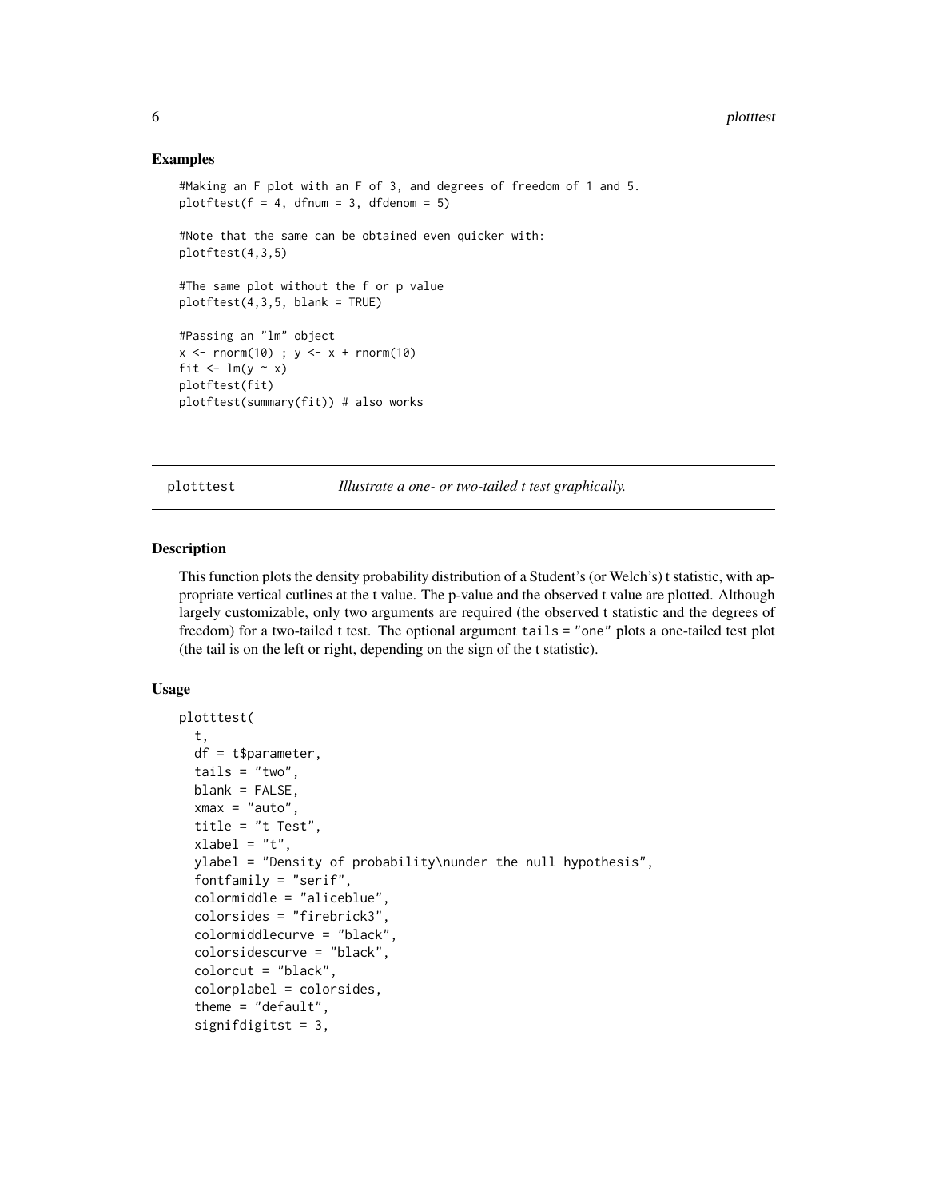## Examples

```
#Making an F plot with an F of 3, and degrees of freedom of 1 and 5.
plotftest(f = 4, dfnum = 3, dfdenom = 5)

#Note that the same can be obtained even quicker with:
plotftest(4,3,5)

#The same plot without the f or p value
plotftest(4,3,5, blank = TRUE)

#Passing an "lm" object
x <- rnorm(10) ; y <- x + rnorm(10)
fit <- lm(y ~ x)
plotftest(fit)
plotftest(summary(fit)) # also works
```

---

# plotttest — *Illustrate a one- or two-tailed t test graphically.*

## Description

This function plots the density probability distribution of a Student's (or Welch's) t statistic, with appropriate vertical cutlines at the t value. The p-value and the observed t value are plotted. Although largely customizable, only two arguments are required (the observed t statistic and the degrees of freedom) for a two-tailed t test. The optional argument `tails = "one"` plots a one-tailed test plot (the tail is on the left or right, depending on the sign of the t statistic).

## Usage

```
plotttest(
  t,
  df = t$parameter,
  tails = "two",
  blank = FALSE,
  xmax = "auto",
  title = "t Test",
  xlabel = "t",
  ylabel = "Density of probability\nunder the null hypothesis",
  fontfamily = "serif",
  colormiddle = "aliceblue",
  colorsides = "firebrick3",
  colormiddlecurve = "black",
  colorsidescurve = "black",
  colorcut = "black",
  colorplabel = colorsides,
  theme = "default",
  signifdigitst = 3,
```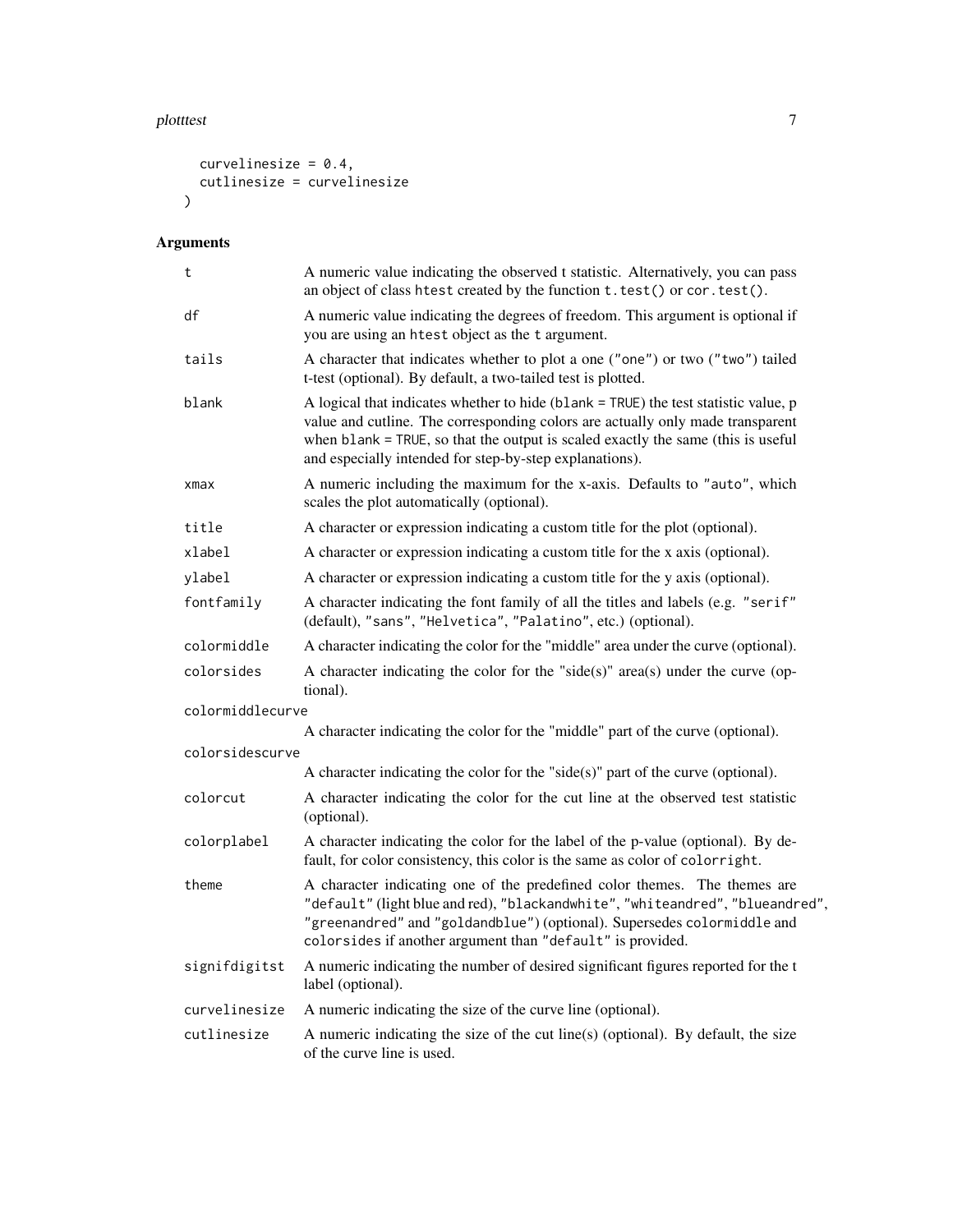```
  curvelinesize = 0.4,
  cutlinesize = curvelinesize
)
```

## Arguments

| Argument | Description |
|---|---|
| `t` | A numeric value indicating the observed t statistic. Alternatively, you can pass an object of class `htest` created by the function `t.test()` or `cor.test()`. |
| `df` | A numeric value indicating the degrees of freedom. This argument is optional if you are using an `htest` object as the `t` argument. |
| `tails` | A character that indicates whether to plot a one (`"one"`) or two (`"two"`) tailed t-test (optional). By default, a two-tailed test is plotted. |
| `blank` | A logical that indicates whether to hide (`blank = TRUE`) the test statistic value, p value and cutline. The corresponding colors are actually only made transparent when `blank = TRUE`, so that the output is scaled exactly the same (this is useful and especially intended for step-by-step explanations). |
| `xmax` | A numeric including the maximum for the x-axis. Defaults to `"auto"`, which scales the plot automatically (optional). |
| `title` | A character or expression indicating a custom title for the plot (optional). |
| `xlabel` | A character or expression indicating a custom title for the x axis (optional). |
| `ylabel` | A character or expression indicating a custom title for the y axis (optional). |
| `fontfamily` | A character indicating the font family of all the titles and labels (e.g. `"serif"` (default), `"sans"`, `"Helvetica"`, `"Palatino"`, etc.) (optional). |
| `colormiddle` | A character indicating the color for the "middle" area under the curve (optional). |
| `colorsides` | A character indicating the color for the "side(s)" area(s) under the curve (optional). |
| `colormiddlecurve` | A character indicating the color for the "middle" part of the curve (optional). |
| `colorsidescurve` | A character indicating the color for the "side(s)" part of the curve (optional). |
| `colorcut` | A character indicating the color for the cut line at the observed test statistic (optional). |
| `colorplabel` | A character indicating the color for the label of the p-value (optional). By default, for color consistency, this color is the same as color of `colorright`. |
| `theme` | A character indicating one of the predefined color themes. The themes are `"default"` (light blue and red), `"blackandwhite"`, `"whiteandred"`, `"blueandred"`, `"greenandred"` and `"goldandblue"`) (optional). Supersedes `colormiddle` and `colorsides` if another argument than `"default"` is provided. |
| `signifdigitst` | A numeric indicating the number of desired significant figures reported for the t label (optional). |
| `curvelinesize` | A numeric indicating the size of the curve line (optional). |
| `cutlinesize` | A numeric indicating the size of the cut line(s) (optional). By default, the size of the curve line is used. |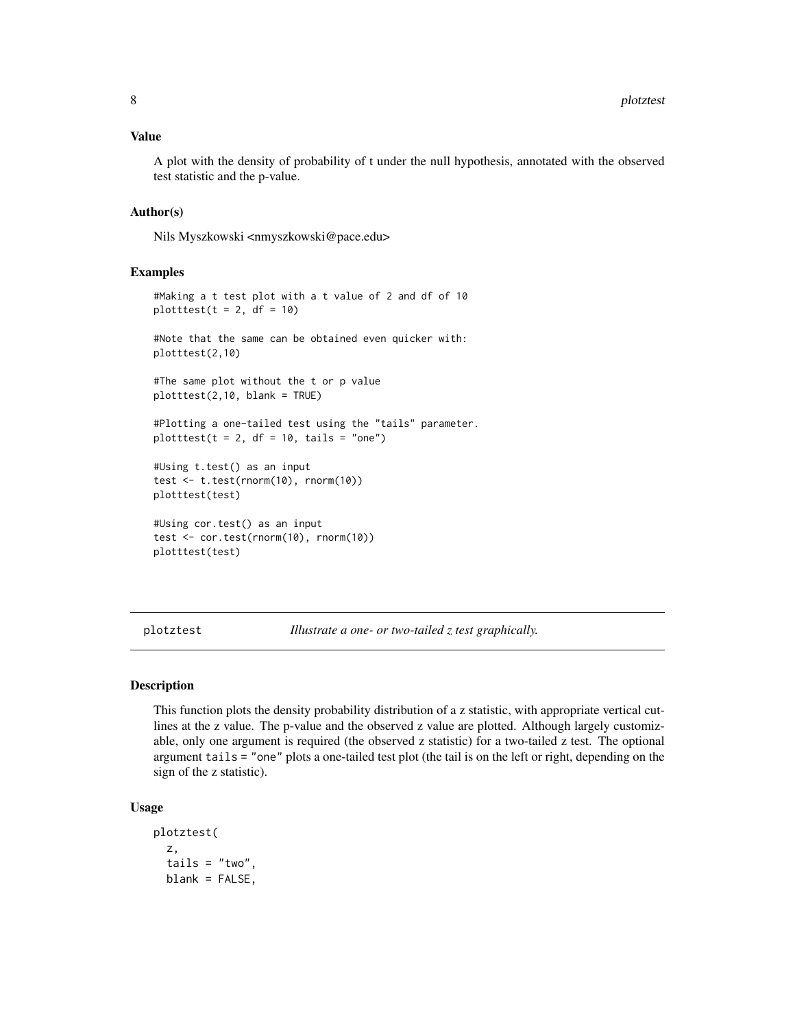### Value

A plot with the density of probability of t under the null hypothesis, annotated with the observed test statistic and the p-value.

### Author(s)

Nils Myszkowski <nmyszkowski@pace.edu>

### Examples

```
#Making a t test plot with a t value of 2 and df of 10
plotttest(t = 2, df = 10)

#Note that the same can be obtained even quicker with:
plotttest(2,10)

#The same plot without the t or p value
plotttest(2,10, blank = TRUE)

#Plotting a one-tailed test using the "tails" parameter.
plotttest(t = 2, df = 10, tails = "one")

#Using t.test() as an input
test <- t.test(rnorm(10), rnorm(10))
plotttest(test)

#Using cor.test() as an input
test <- cor.test(rnorm(10), rnorm(10))
plotttest(test)
```

---

## plotztest — *Illustrate a one- or two-tailed z test graphically.*

---

### Description

This function plots the density probability distribution of a z statistic, with appropriate vertical cutlines at the z value. The p-value and the observed z value are plotted. Although largely customizable, only one argument is required (the observed z statistic) for a two-tailed z test. The optional argument `tails = "one"` plots a one-tailed test plot (the tail is on the left or right, depending on the sign of the z statistic).

### Usage

```
plotztest(
  z,
  tails = "two",
  blank = FALSE,
```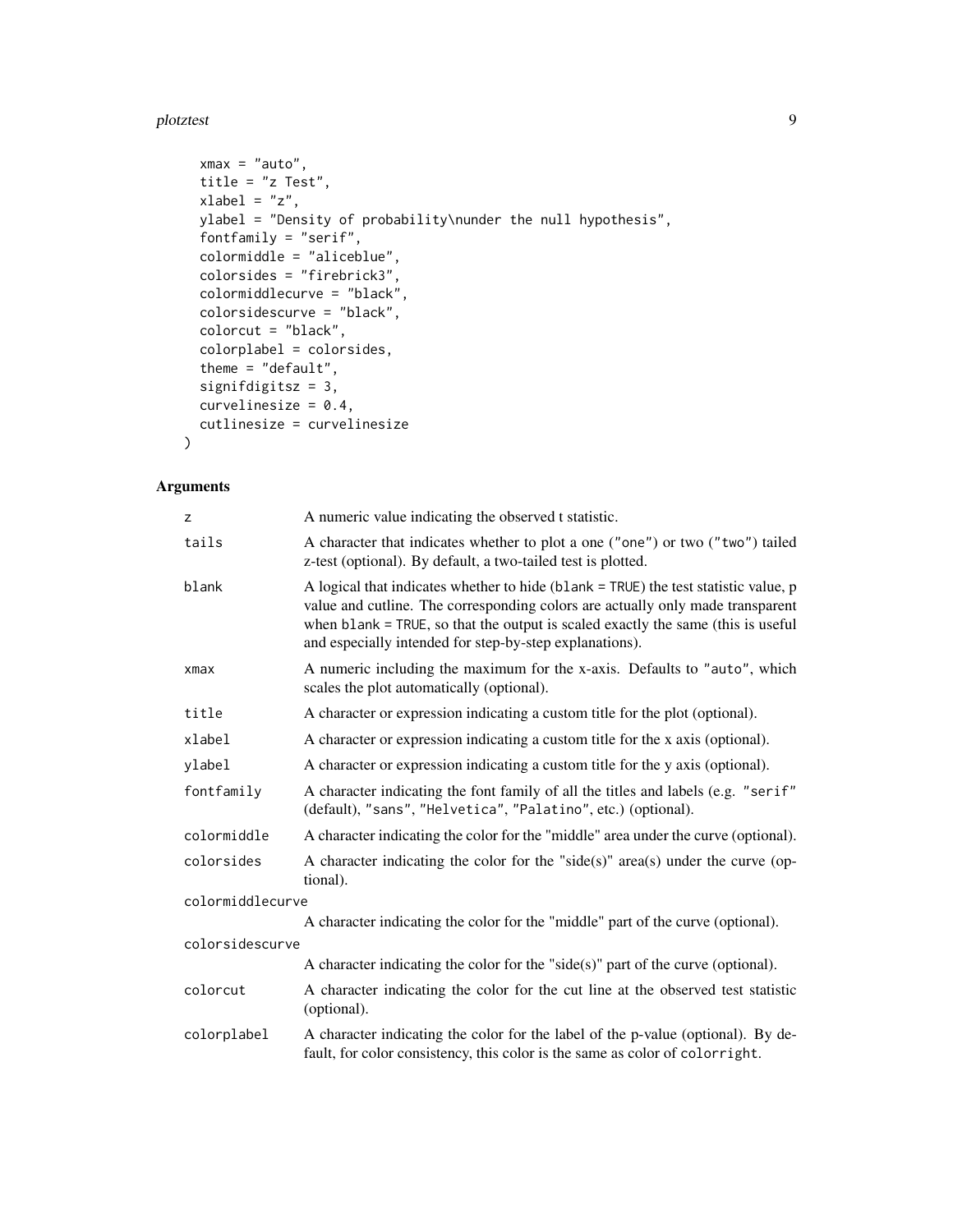```
  xmax = "auto",
  title = "z Test",
  xlabel = "z",
  ylabel = "Density of probability\nunder the null hypothesis",
  fontfamily = "serif",
  colormiddle = "aliceblue",
  colorsides = "firebrick3",
  colormiddlecurve = "black",
  colorsidescurve = "black",
  colorcut = "black",
  colorplabel = colorsides,
  theme = "default",
  signifdigitsz = 3,
  curvelinesize = 0.4,
  cutlinesize = curvelinesize
)
```

## Arguments

| Argument | Description |
| --- | --- |
| z | A numeric value indicating the observed t statistic. |
| tails | A character that indicates whether to plot a one ("one") or two ("two") tailed z-test (optional). By default, a two-tailed test is plotted. |
| blank | A logical that indicates whether to hide (blank = TRUE) the test statistic value, p value and cutline. The corresponding colors are actually only made transparent when blank = TRUE, so that the output is scaled exactly the same (this is useful and especially intended for step-by-step explanations). |
| xmax | A numeric including the maximum for the x-axis. Defaults to "auto", which scales the plot automatically (optional). |
| title | A character or expression indicating a custom title for the plot (optional). |
| xlabel | A character or expression indicating a custom title for the x axis (optional). |
| ylabel | A character or expression indicating a custom title for the y axis (optional). |
| fontfamily | A character indicating the font family of all the titles and labels (e.g. "serif" (default), "sans", "Helvetica", "Palatino", etc.) (optional). |
| colormiddle | A character indicating the color for the "middle" area under the curve (optional). |
| colorsides | A character indicating the color for the "side(s)" area(s) under the curve (optional). |
| colormiddlecurve | A character indicating the color for the "middle" part of the curve (optional). |
| colorsidescurve | A character indicating the color for the "side(s)" part of the curve (optional). |
| colorcut | A character indicating the color for the cut line at the observed test statistic (optional). |
| colorplabel | A character indicating the color for the label of the p-value (optional). By default, for color consistency, this color is the same as color of colorright. |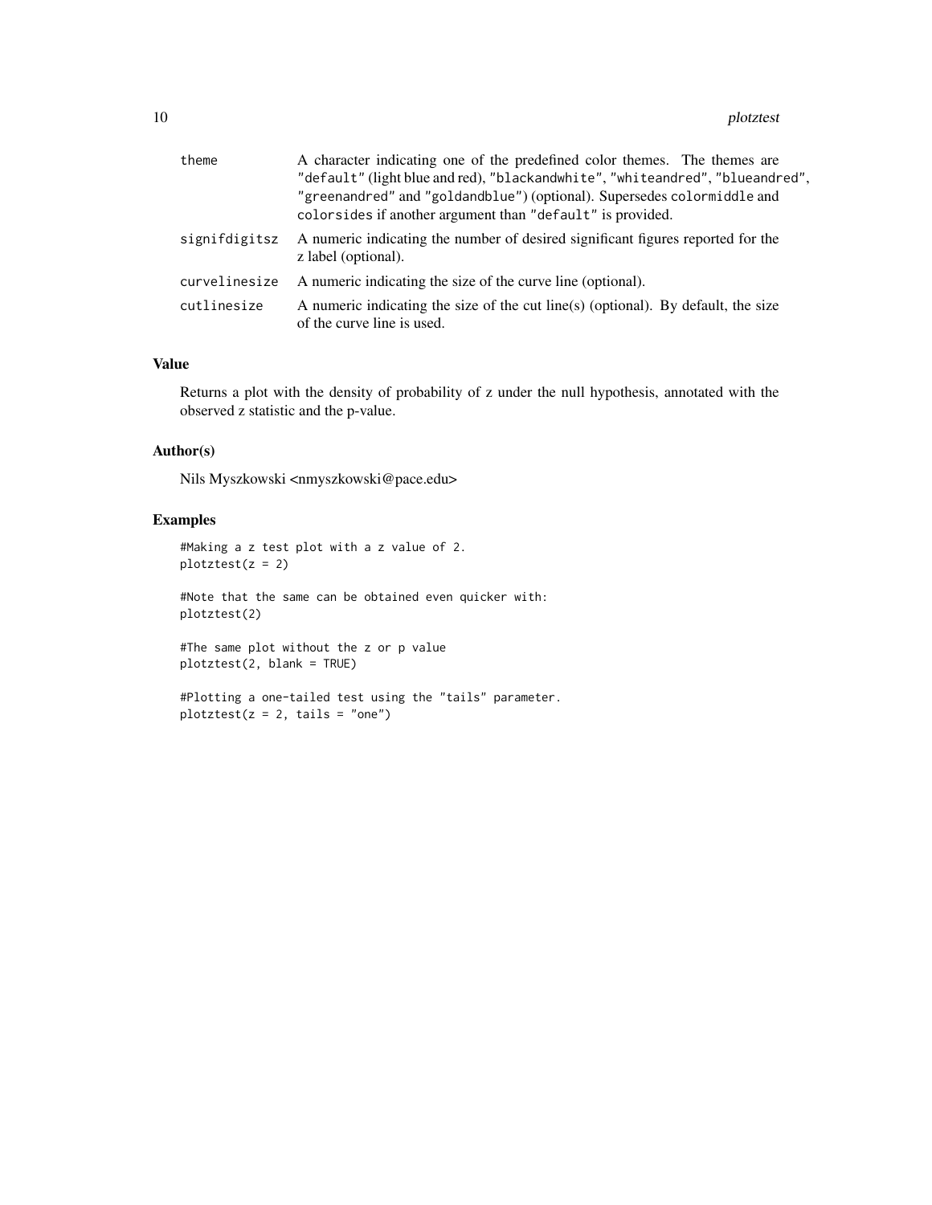| | |
|---|---|
| `theme` | A character indicating one of the predefined color themes. The themes are `"default"` (light blue and red), `"blackandwhite"`, `"whiteandred"`, `"blueandred"`, `"greenandred"` and `"goldandblue"`) (optional). Supersedes `colormiddle` and `colorsides` if another argument than `"default"` is provided. |
| `signifdigitsz` | A numeric indicating the number of desired significant figures reported for the z label (optional). |
| `curvelinesize` | A numeric indicating the size of the curve line (optional). |
| `cutlinesize` | A numeric indicating the size of the cut line(s) (optional). By default, the size of the curve line is used. |

## Value

Returns a plot with the density of probability of z under the null hypothesis, annotated with the observed z statistic and the p-value.

## Author(s)

Nils Myszkowski <nmyszkowski@pace.edu>

## Examples

```
#Making a z test plot with a z value of 2.
plotztest(z = 2)

#Note that the same can be obtained even quicker with:
plotztest(2)

#The same plot without the z or p value
plotztest(2, blank = TRUE)

#Plotting a one-tailed test using the "tails" parameter.
plotztest(z = 2, tails = "one")
```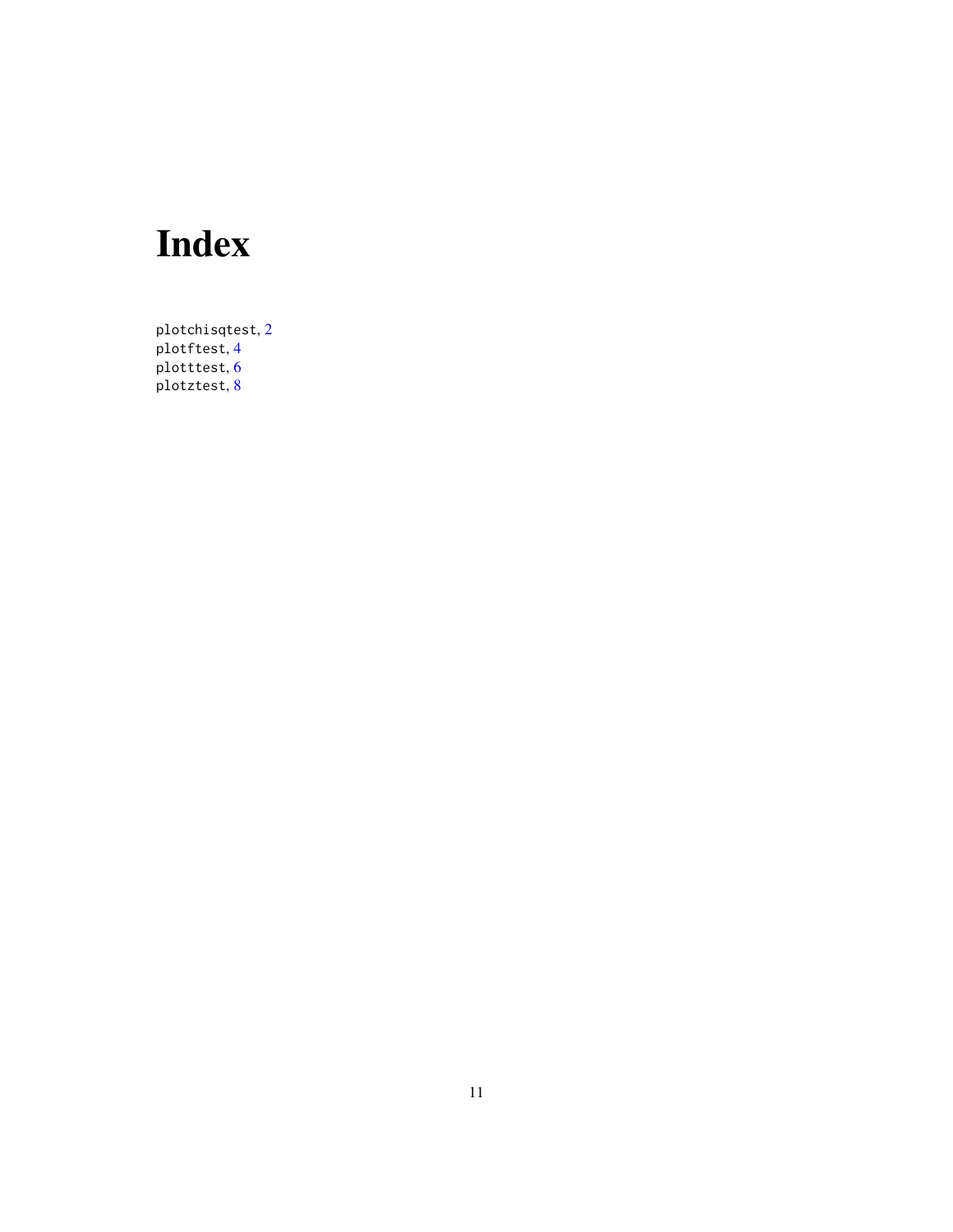# Index

plotchisqtest, 2
plotftest, 4
plotttest, 6
plotztest, 8